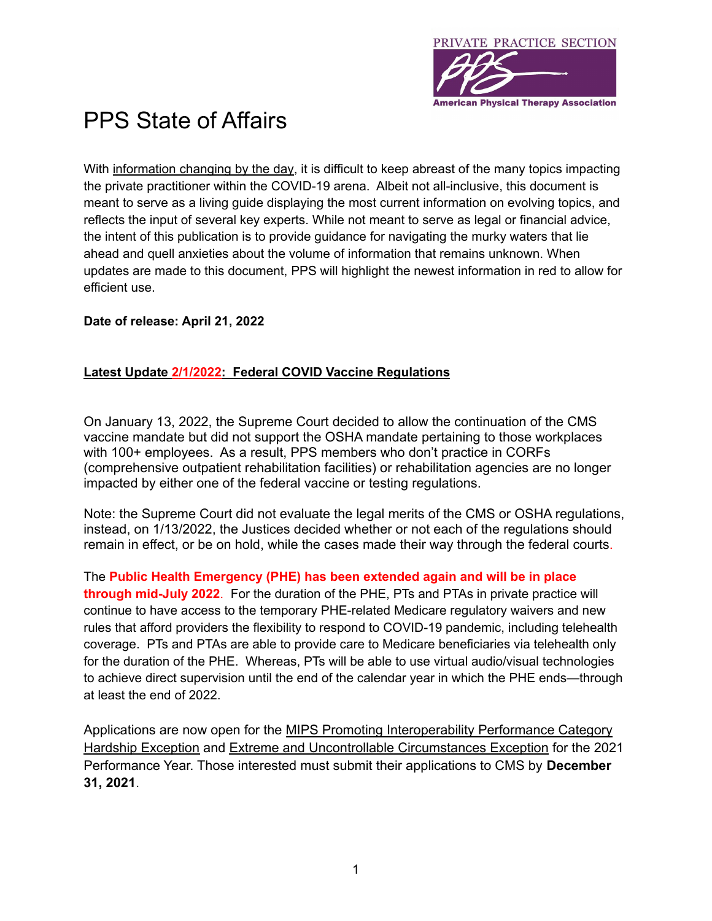PRIVATE PRACTICE SECTION

American Physical Therapy Association

# PPS State of Affairs

With information changing by the day, it is difficult to keep abreast of the many topics impacting the private practitioner within the COVID-19 arena. Albeit not all-inclusive, this document is meant to serve as a living guide displaying the most current information on evolving topics, and reflects the input of several key experts. While not meant to serve as legal or financial advice, the intent of this publication is to provide guidance for navigating the murky waters that lie ahead and quell anxieties about the volume of information that remains unknown. When updates are made to this document, PPS will highlight the newest information in red to allow for efficient use.

**Date of release: April 21, 2022**

## Latest Update 2/1/2022: Federal COVID Vaccine Regulations

On January 13, 2022, the Supreme Court decided to allow the continuation of the CMS vaccine mandate but did not support the OSHA mandate pertaining to those workplaces with 100+ employees. As a result, PPS members who don't practice in CORFs (comprehensive outpatient rehabilitation facilities) or rehabilitation agencies are no longer impacted by either one of the federal vaccine or testing regulations.

Note: the Supreme Court did not evaluate the legal merits of the CMS or OSHA regulations, instead, on 1/13/2022, the Justices decided whether or not each of the regulations should remain in effect, or be on hold, while the cases made their way through the federal courts.

The **Public Health Emergency (PHE) has been extended again and will be in place through mid-July 2022**. For the duration of the PHE, PTs and PTAs in private practice will continue to have access to the temporary PHE-related Medicare regulatory waivers and new rules that afford providers the flexibility to respond to COVID-19 pandemic, including telehealth coverage. PTs and PTAs are able to provide care to Medicare beneficiaries via telehealth only for the duration of the PHE. Whereas, PTs will be able to use virtual audio/visual technologies to achieve direct supervision until the end of the calendar year in which the PHE ends—through at least the end of 2022.

Applications are now open for the MIPS Promoting Interoperability Performance Category Hardship Exception and Extreme and Uncontrollable Circumstances Exception for the 2021 Performance Year. Those interested must submit their applications to CMS by **December 31, 2021**.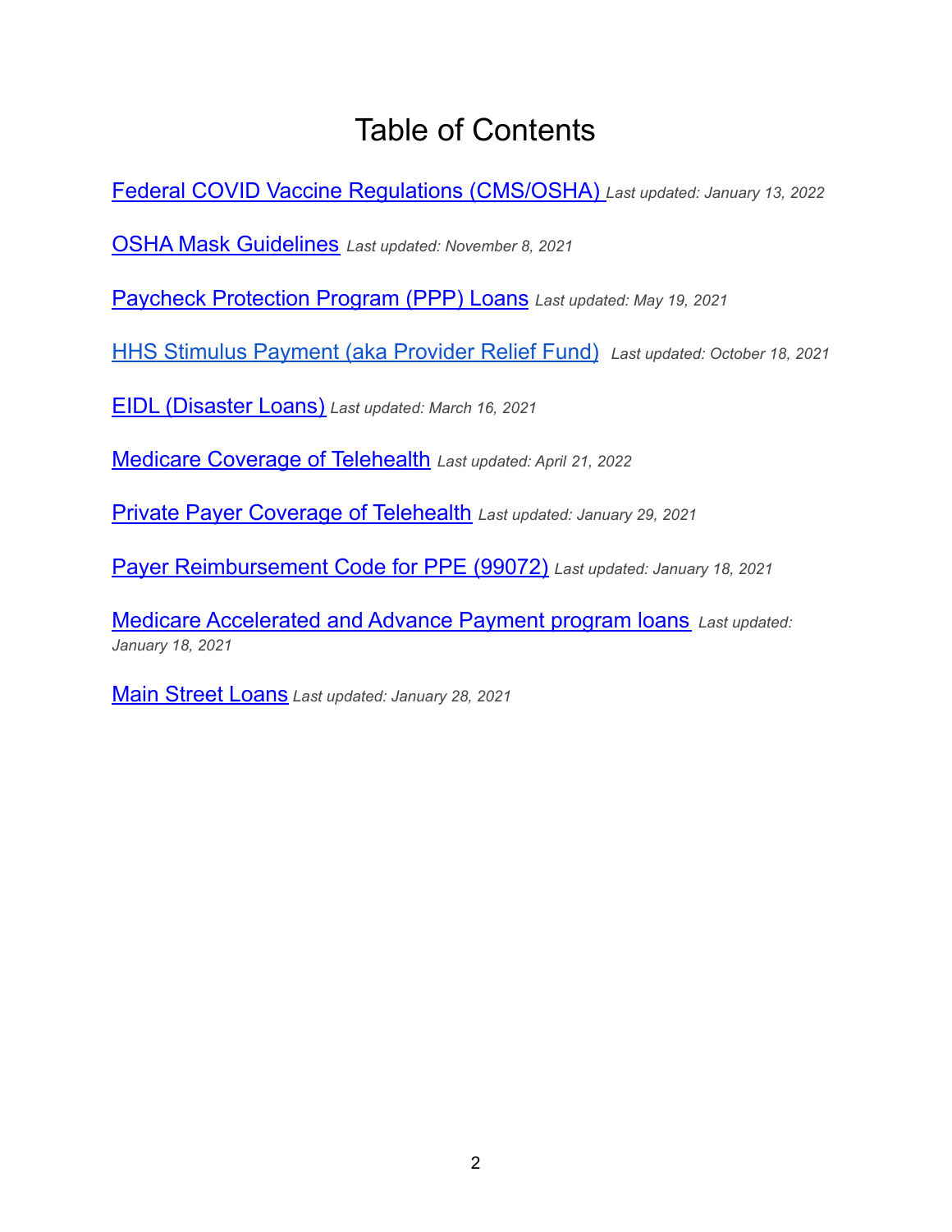# Table of Contents

Federal COVID Vaccine Regulations (CMS/OSHA) *Last updated: January 13, 2022*

OSHA Mask Guidelines *Last updated: November 8, 2021*

Paycheck Protection Program (PPP) Loans *Last updated: May 19, 2021*

HHS Stimulus Payment (aka Provider Relief Fund) *Last updated: October 18, 2021*

EIDL (Disaster Loans) *Last updated: March 16, 2021*

Medicare Coverage of Telehealth *Last updated: April 21, 2022*

Private Payer Coverage of Telehealth *Last updated: January 29, 2021*

Payer Reimbursement Code for PPE (99072) *Last updated: January 18, 2021*

Medicare Accelerated and Advance Payment program loans *Last updated: January 18, 2021*

Main Street Loans *Last updated: January 28, 2021*